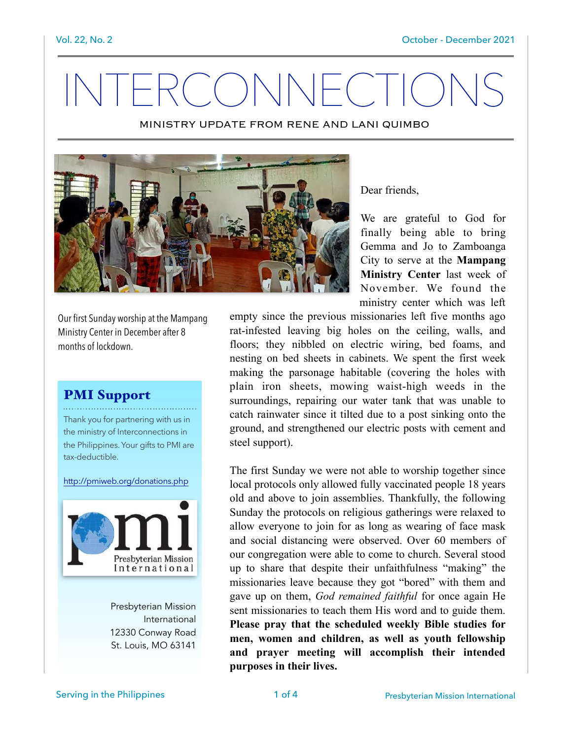# INTERCONNECTIONS

MINISTRY UPDATE FROM RENE AND LANI QUIMBO

Our first Sunday worship at the Mampang Ministry Center in December after 8 months of lockdown.

Dear friends,

We are grateful to God for finally being able to bring Gemma and Jo to Zamboanga City to serve at the **Mampang Ministry Center** last week of November. We found the ministry center which was left empty since the previous missionaries left five months ago rat-infested leaving big holes on the ceiling, walls, and floors; they nibbled on electric wiring, bed foams, and nesting on bed sheets in cabinets. We spent the first week making the parsonage habitable (covering the holes with plain iron sheets, mowing waist-high weeds in the surroundings, repairing our water tank that was unable to catch rainwater since it tilted due to a post sinking onto the ground, and strengthened our electric posts with cement and steel support).

The first Sunday we were not able to worship together since local protocols only allowed fully vaccinated people 18 years old and above to join assemblies. Thankfully, the following Sunday the protocols on religious gatherings were relaxed to allow everyone to join for as long as wearing of face mask and social distancing were observed. Over 60 members of our congregation were able to come to church. Several stood up to share that despite their unfaithfulness "making" the missionaries leave because they got "bored" with them and gave up on them, *God remained faithful* for once again He sent missionaries to teach them His word and to guide them. **Please pray that the scheduled weekly Bible studies for men, women and children, as well as youth fellowship and prayer meeting will accomplish their intended purposes in their lives.**

## PMI Support

Thank you for partnering with us in the ministry of Interconnections in the Philippines. Your gifts to PMI are tax-deductible.

http://pmiweb.org/donations.php

Presbyterian Mission International
12330 Conway Road
St. Louis, MO 63141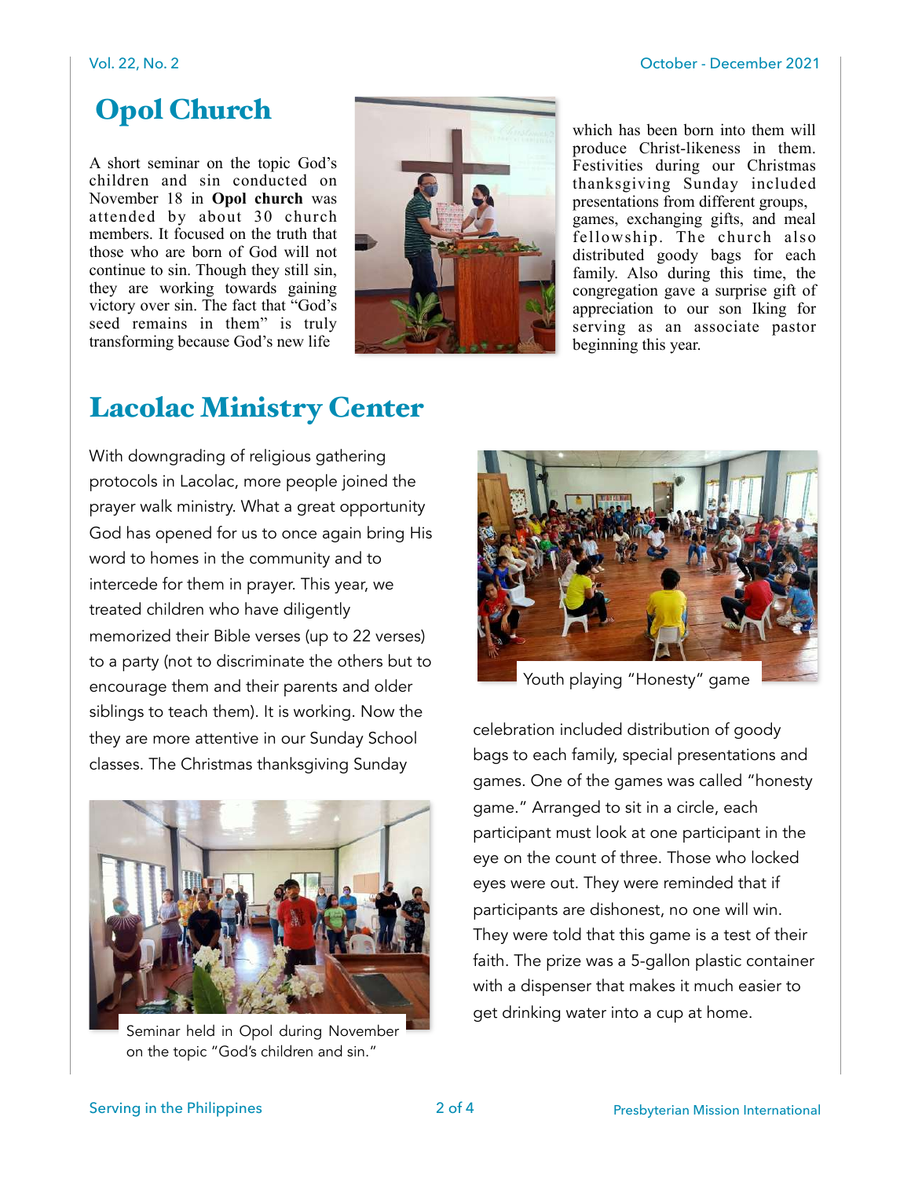# Opol Church

A short seminar on the topic God's children and sin conducted on November 18 in **Opol church** was attended by about 30 church members. It focused on the truth that those who are born of God will not continue to sin. Though they still sin, they are working towards gaining victory over sin. The fact that "God's seed remains in them" is truly transforming because God's new life which has been born into them will produce Christ-likeness in them. Festivities during our Christmas thanksgiving Sunday included presentations from different groups, games, exchanging gifts, and meal fellowship. The church also distributed goody bags for each family. Also during this time, the congregation gave a surprise gift of appreciation to our son Iking for serving as an associate pastor beginning this year.

# Lacolac Ministry Center

With downgrading of religious gathering protocols in Lacolac, more people joined the prayer walk ministry. What a great opportunity God has opened for us to once again bring His word to homes in the community and to intercede for them in prayer. This year, we treated children who have diligently memorized their Bible verses (up to 22 verses) to a party (not to discriminate the others but to encourage them and their parents and older siblings to teach them). It is working. Now the they are more attentive in our Sunday School classes. The Christmas thanksgiving Sunday celebration included distribution of goody bags to each family, special presentations and games. One of the games was called "honesty game." Arranged to sit in a circle, each participant must look at one participant in the eye on the count of three. Those who locked eyes were out. They were reminded that if participants are dishonest, no one will win. They were told that this game is a test of their faith. The prize was a 5-gallon plastic container with a dispenser that makes it much easier to get drinking water into a cup at home.

Seminar held in Opol during November on the topic "God's children and sin."

Youth playing "Honesty" game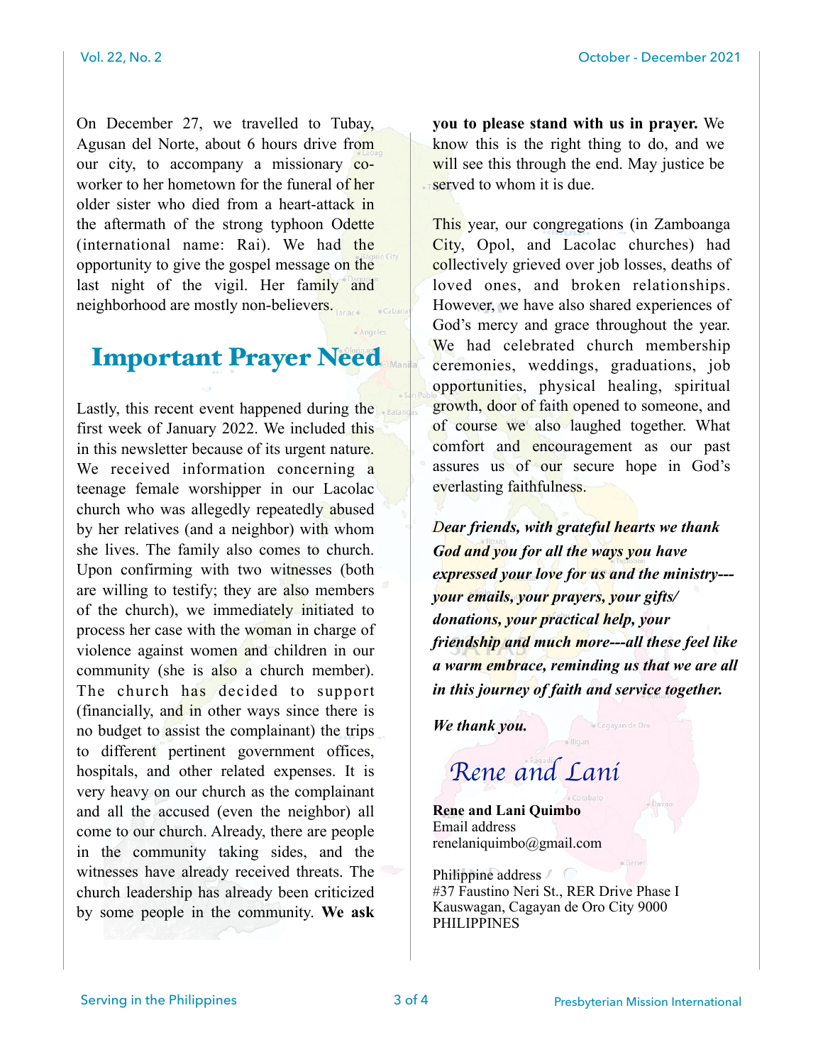On December 27, we travelled to Tubay, Agusan del Norte, about 6 hours drive from our city, to accompany a missionary co-worker to her hometown for the funeral of her older sister who died from a heart-attack in the aftermath of the strong typhoon Odette (international name: Rai). We had the opportunity to give the gospel message on the last night of the vigil. Her family and neighborhood are mostly non-believers.

## Important Prayer Need

Lastly, this recent event happened during the first week of January 2022. We included this in this newsletter because of its urgent nature. We received information concerning a teenage female worshipper in our Lacolac church who was allegedly repeatedly abused by her relatives (and a neighbor) with whom she lives. The family also comes to church. Upon confirming with two witnesses (both are willing to testify; they are also members of the church), we immediately initiated to process her case with the woman in charge of violence against women and children in our community (she is also a church member). The church has decided to support (financially, and in other ways since there is no budget to assist the complainant) the trips to different pertinent government offices, hospitals, and other related expenses. It is very heavy on our church as the complainant and all the accused (even the neighbor) all come to our church. Already, there are people in the community taking sides, and the witnesses have already received threats. The church leadership has already been criticized by some people in the community. **We ask you to please stand with us in prayer.** We know this is the right thing to do, and we will see this through the end. May justice be served to whom it is due.

This year, our congregations (in Zamboanga City, Opol, and Lacolac churches) had collectively grieved over job losses, deaths of loved ones, and broken relationships. However, we have also shared experiences of God's mercy and grace throughout the year. We had celebrated church membership ceremonies, weddings, graduations, job opportunities, physical healing, spiritual growth, door of faith opened to someone, and of course we also laughed together. What comfort and encouragement as our past assures us of our secure hope in God's everlasting faithfulness.

***Dear friends, with grateful hearts we thank God and you for all the ways you have expressed your love for us and the ministry---your emails, your prayers, your gifts/donations, your practical help, your friendship and much more---all these feel like a warm embrace, reminding us that we are all in this journey of faith and service together.***

***We thank you.***

*Rene and Lani*

**Rene and Lani Quimbo**
Email address
renelaniquimbo@gmail.com

Philippine address
#37 Faustino Neri St., RER Drive Phase I
Kauswagan, Cagayan de Oro City 9000
PHILIPPINES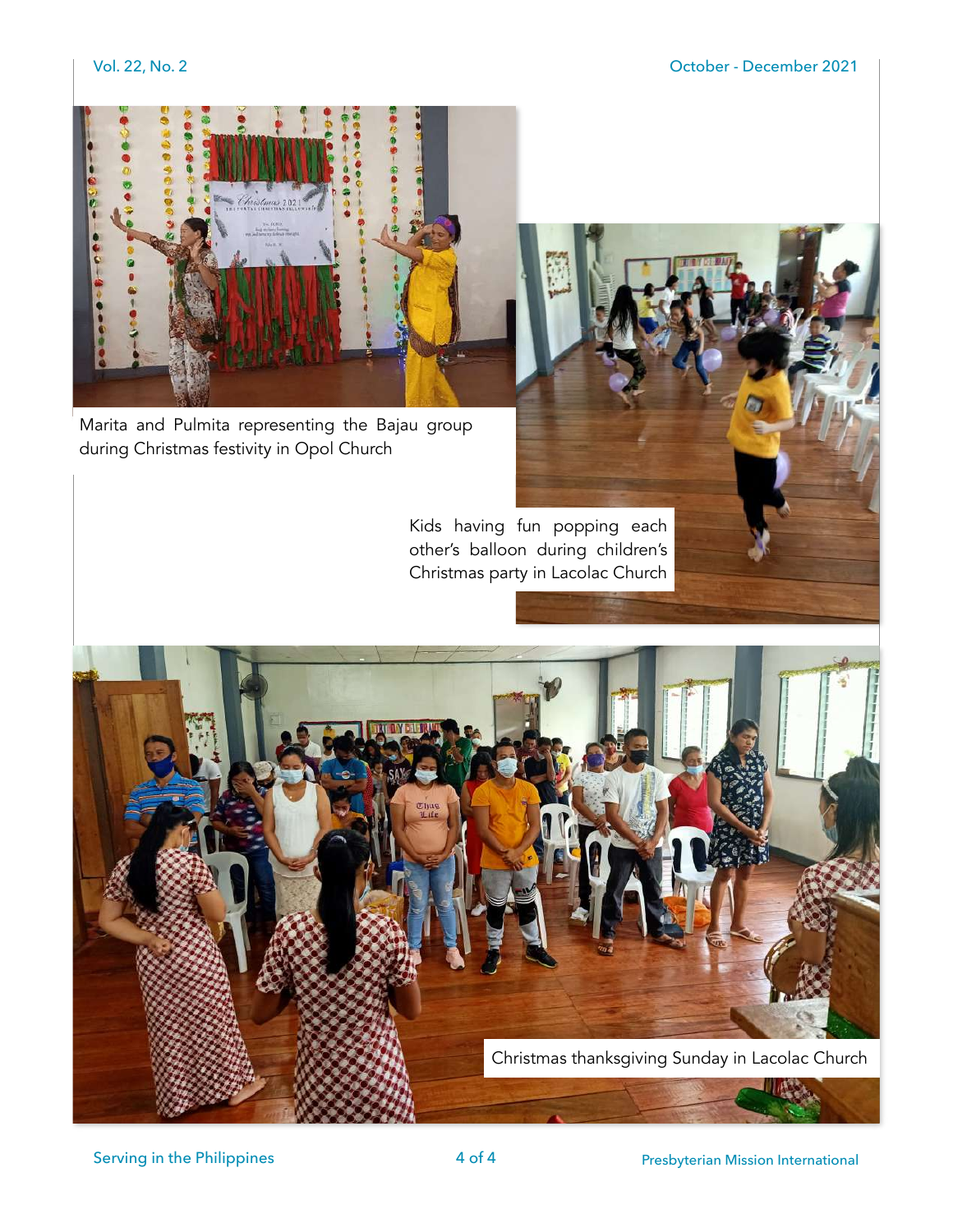Marita and Pulmita representing the Bajau group during Christmas festivity in Opol Church

Kids having fun popping each other's balloon during children's Christmas party in Lacolac Church

Christmas thanksgiving Sunday in Lacolac Church